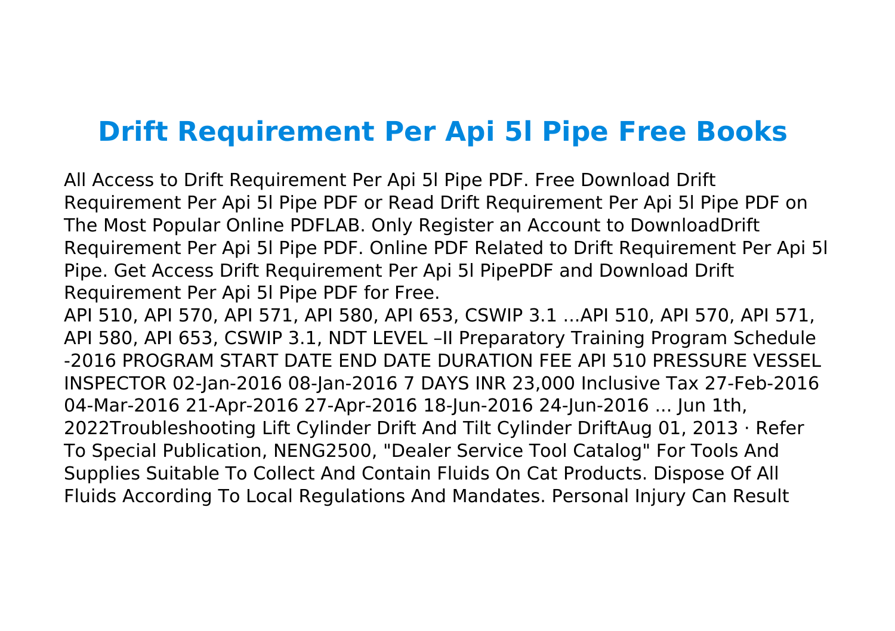# Drift Requirement Per Api 5l Pipe Free Books

All Access to Drift Requirement Per Api 5l Pipe PDF. Free Download Drift Requirement Per Api 5l Pipe PDF or Read Drift Requirement Per Api 5l Pipe PDF on The Most Popular Online PDFLAB. Only Register an Account to DownloadDrift Requirement Per Api 5l Pipe PDF. Online PDF Related to Drift Requirement Per Api 5l Pipe. Get Access Drift Requirement Per Api 5l PipePDF and Download Drift Requirement Per Api 5l Pipe PDF for Free.

API 510, API 570, API 571, API 580, API 653, CSWIP 3.1 ...API 510, API 570, API 571, API 580, API 653, CSWIP 3.1, NDT LEVEL –II Preparatory Training Program Schedule -2016 PROGRAM START DATE END DATE DURATION FEE API 510 PRESSURE VESSEL INSPECTOR 02-Jan-2016 08-Jan-2016 7 DAYS INR 23,000 Inclusive Tax 27-Feb-2016 04-Mar-2016 21-Apr-2016 27-Apr-2016 18-Jun-2016 24-Jun-2016 ... Jun 1th, 2022Troubleshooting Lift Cylinder Drift And Tilt Cylinder DriftAug 01, 2013 · Refer To Special Publication, NENG2500, "Dealer Service Tool Catalog" For Tools And Supplies Suitable To Collect And Contain Fluids On Cat Products. Dispose Of All Fluids According To Local Regulations And Mandates. Personal Injury Can Result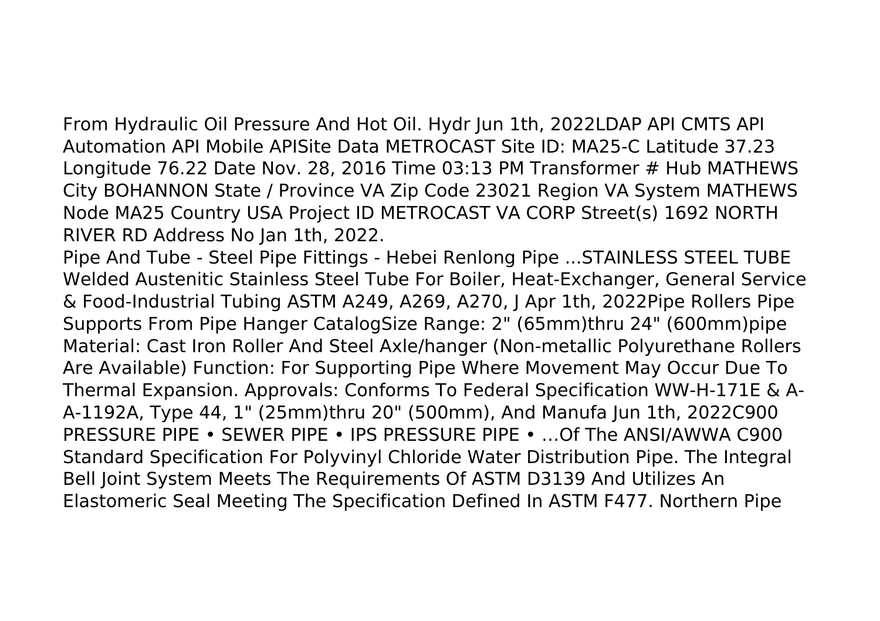From Hydraulic Oil Pressure And Hot Oil. Hydr Jun 1th, 2022LDAP API CMTS API Automation API Mobile APISite Data METROCAST Site ID: MA25-C Latitude 37.23 Longitude 76.22 Date Nov. 28, 2016 Time 03:13 PM Transformer # Hub MATHEWS City BOHANNON State / Province VA Zip Code 23021 Region VA System MATHEWS Node MA25 Country USA Project ID METROCAST VA CORP Street(s) 1692 NORTH RIVER RD Address No Jan 1th, 2022.

Pipe And Tube - Steel Pipe Fittings - Hebei Renlong Pipe ...STAINLESS STEEL TUBE Welded Austenitic Stainless Steel Tube For Boiler, Heat-Exchanger, General Service & Food-Industrial Tubing ASTM A249, A269, A270, J Apr 1th, 2022Pipe Rollers Pipe Supports From Pipe Hanger CatalogSize Range: 2" (65mm)thru 24" (600mm)pipe Material: Cast Iron Roller And Steel Axle/hanger (Non-metallic Polyurethane Rollers Are Available) Function: For Supporting Pipe Where Movement May Occur Due To Thermal Expansion. Approvals: Conforms To Federal Specification WW-H-171E & A-A-1192A, Type 44, 1" (25mm)thru 20" (500mm), And Manufa Jun 1th, 2022C900 PRESSURE PIPE • SEWER PIPE • IPS PRESSURE PIPE • …Of The ANSI/AWWA C900 Standard Specification For Polyvinyl Chloride Water Distribution Pipe. The Integral Bell Joint System Meets The Requirements Of ASTM D3139 And Utilizes An Elastomeric Seal Meeting The Specification Defined In ASTM F477. Northern Pipe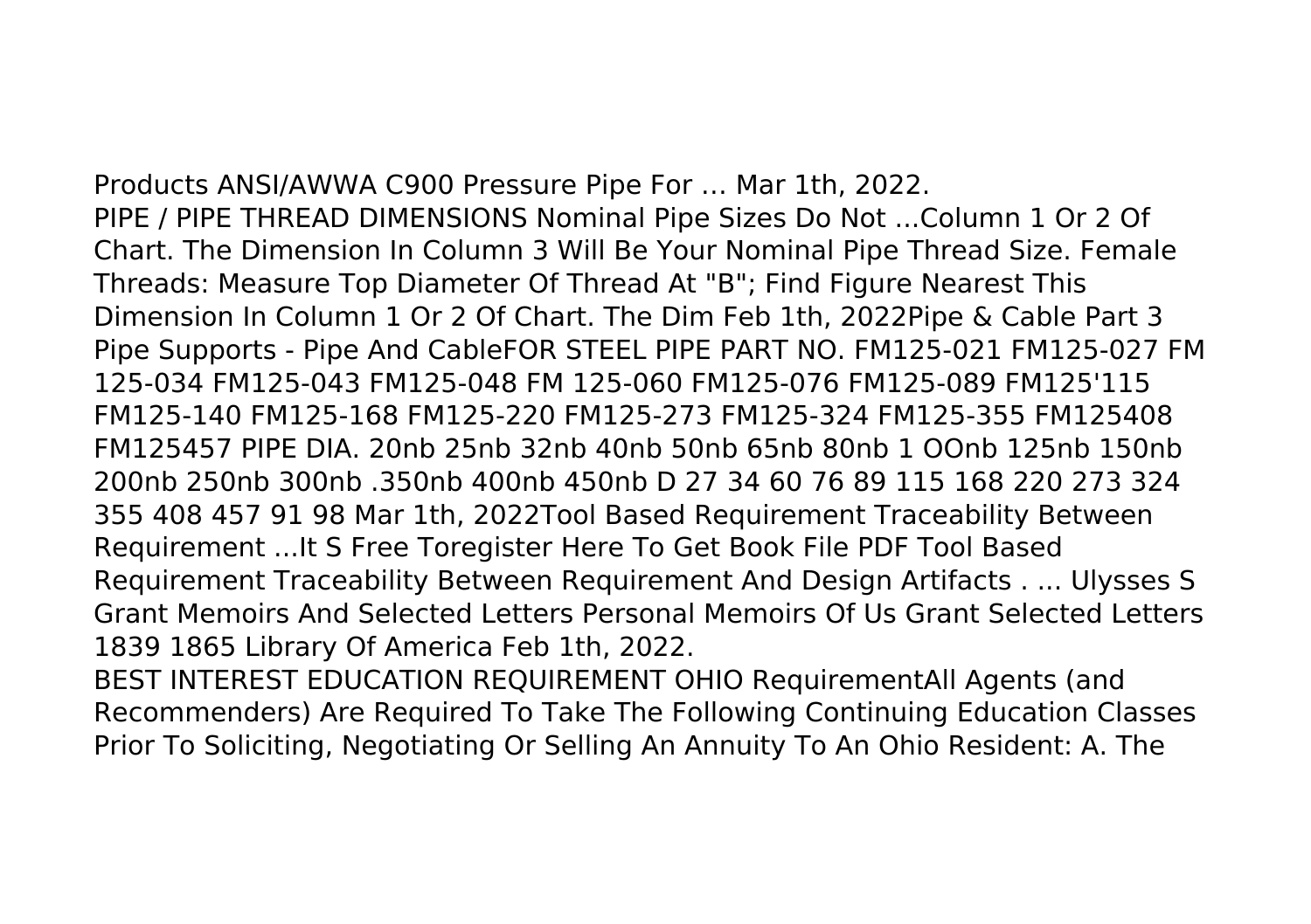Products ANSI/AWWA C900 Pressure Pipe For … Mar 1th, 2022.
PIPE / PIPE THREAD DIMENSIONS Nominal Pipe Sizes Do Not ...Column 1 Or 2 Of Chart. The Dimension In Column 3 Will Be Your Nominal Pipe Thread Size. Female Threads: Measure Top Diameter Of Thread At "B"; Find Figure Nearest This Dimension In Column 1 Or 2 Of Chart. The Dim Feb 1th, 2022Pipe & Cable Part 3 Pipe Supports - Pipe And CableFOR STEEL PIPE PART NO. FM125-021 FM125-027 FM 125-034 FM125-043 FM125-048 FM 125-060 FM125-076 FM125-089 FM125'115 FM125-140 FM125-168 FM125-220 FM125-273 FM125-324 FM125-355 FM125408 FM125457 PIPE DIA. 20nb 25nb 32nb 40nb 50nb 65nb 80nb 1 OOnb 125nb 150nb 200nb 250nb 300nb .350nb 400nb 450nb D 27 34 60 76 89 115 168 220 273 324 355 408 457 91 98 Mar 1th, 2022Tool Based Requirement Traceability Between Requirement ...It S Free Toregister Here To Get Book File PDF Tool Based Requirement Traceability Between Requirement And Design Artifacts . ... Ulysses S Grant Memoirs And Selected Letters Personal Memoirs Of Us Grant Selected Letters 1839 1865 Library Of America Feb 1th, 2022.
BEST INTEREST EDUCATION REQUIREMENT OHIO RequirementAll Agents (and Recommenders) Are Required To Take The Following Continuing Education Classes Prior To Soliciting, Negotiating Or Selling An Annuity To An Ohio Resident: A. The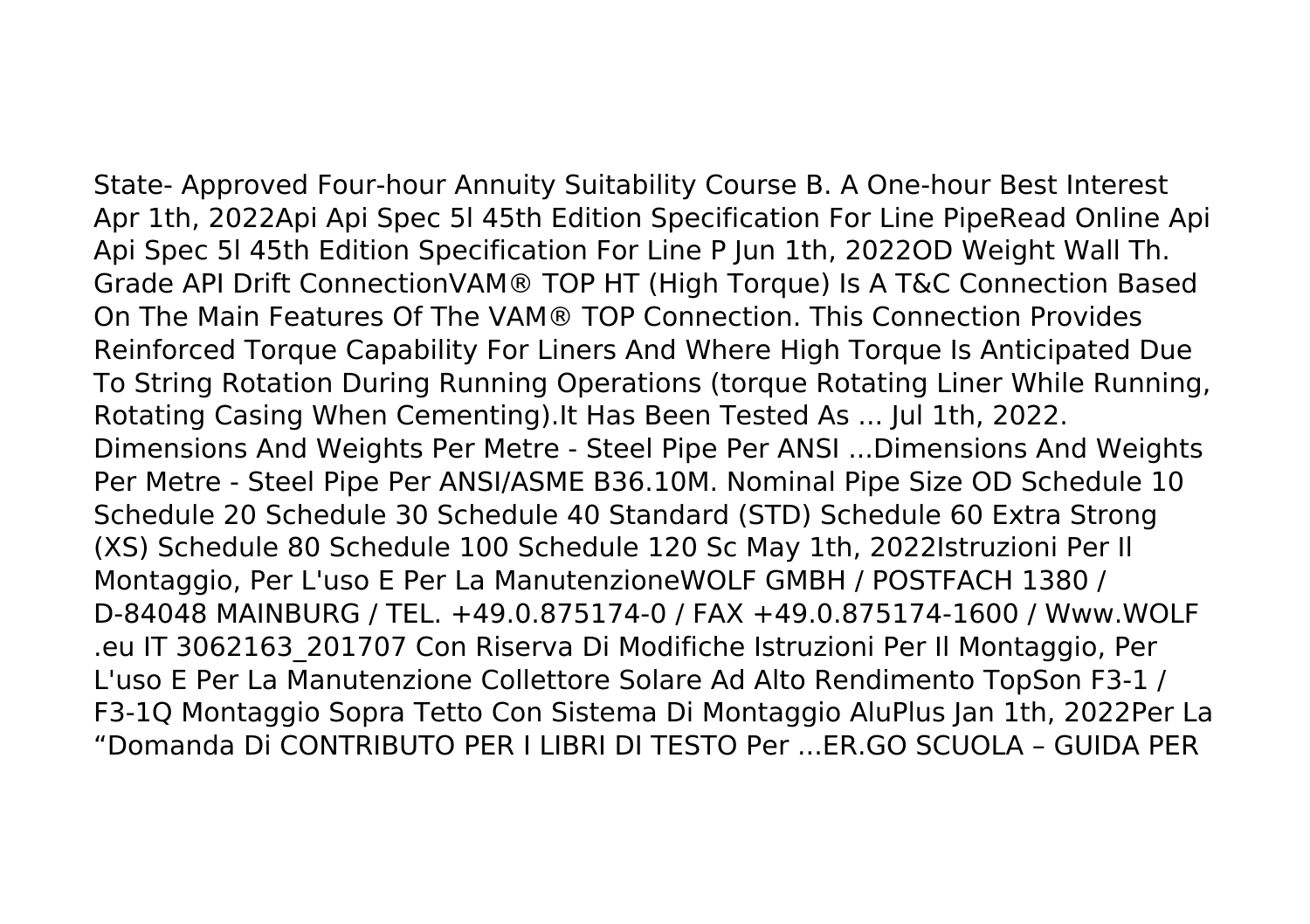State- Approved Four-hour Annuity Suitability Course B. A One-hour Best Interest Apr 1th, 2022Api Api Spec 5l 45th Edition Specification For Line PipeRead Online Api Api Spec 5l 45th Edition Specification For Line P Jun 1th, 2022OD Weight Wall Th. Grade API Drift ConnectionVAM® TOP HT (High Torque) Is A T&C Connection Based On The Main Features Of The VAM® TOP Connection. This Connection Provides Reinforced Torque Capability For Liners And Where High Torque Is Anticipated Due To String Rotation During Running Operations (torque Rotating Liner While Running, Rotating Casing When Cementing).It Has Been Tested As ... Jul 1th, 2022.

Dimensions And Weights Per Metre - Steel Pipe Per ANSI ...Dimensions And Weights Per Metre - Steel Pipe Per ANSI/ASME B36.10M. Nominal Pipe Size OD Schedule 10 Schedule 20 Schedule 30 Schedule 40 Standard (STD) Schedule 60 Extra Strong (XS) Schedule 80 Schedule 100 Schedule 120 Sc May 1th, 2022Istruzioni Per Il Montaggio, Per L'uso E Per La ManutenzioneWOLF GMBH / POSTFACH 1380 / D-84048 MAINBURG / TEL. +49.0.875174-0 / FAX +49.0.875174-1600 / Www.WOLF .eu IT 3062163_201707 Con Riserva Di Modifiche Istruzioni Per Il Montaggio, Per L'uso E Per La Manutenzione Collettore Solare Ad Alto Rendimento TopSon F3-1 / F3-1Q Montaggio Sopra Tetto Con Sistema Di Montaggio AluPlus Jan 1th, 2022Per La "Domanda Di CONTRIBUTO PER I LIBRI DI TESTO Per ...ER.GO SCUOLA – GUIDA PER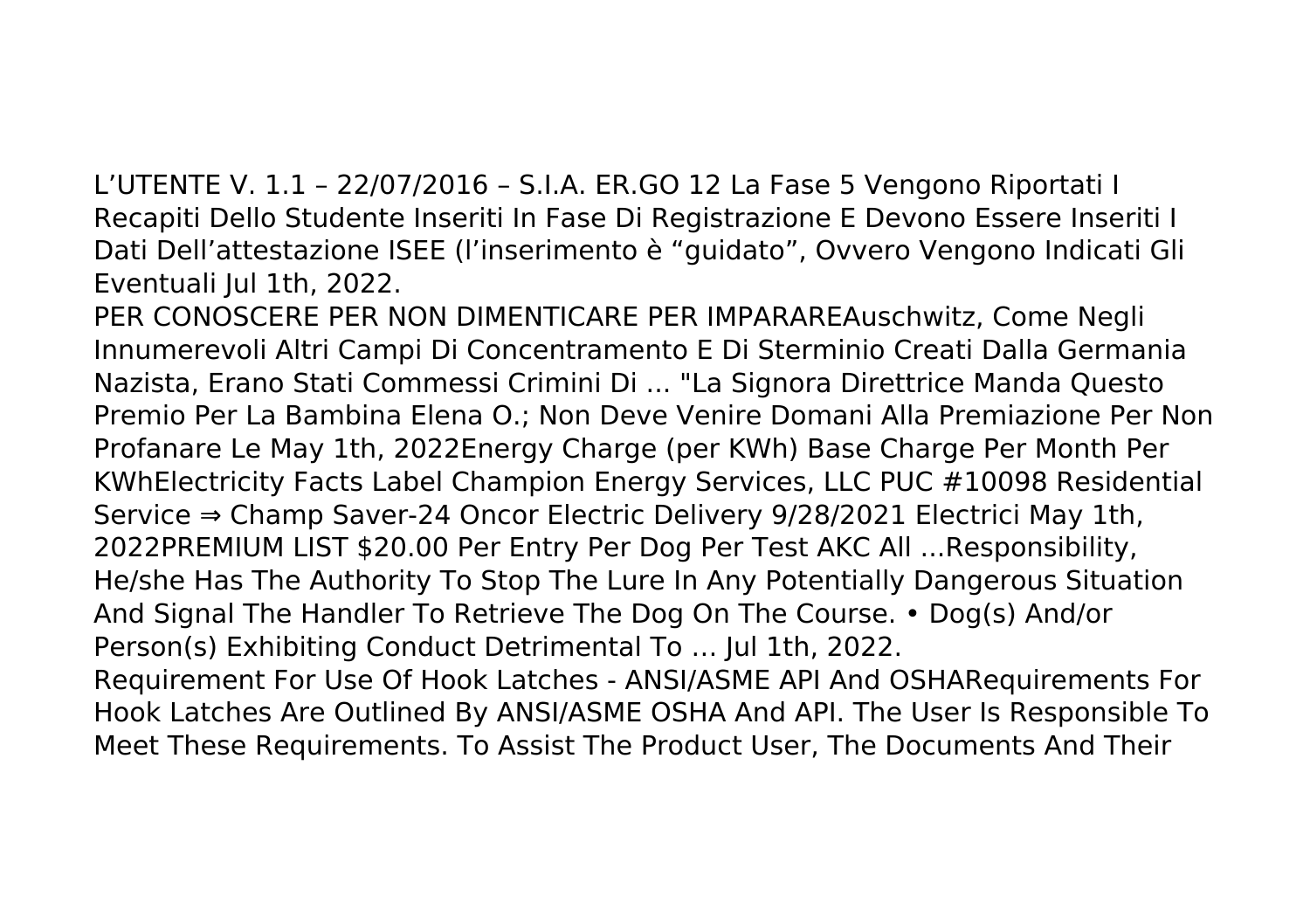L'UTENTE V. 1.1 – 22/07/2016 – S.I.A. ER.GO 12 La Fase 5 Vengono Riportati I Recapiti Dello Studente Inseriti In Fase Di Registrazione E Devono Essere Inseriti I Dati Dell'attestazione ISEE (l'inserimento è "guidato", Ovvero Vengono Indicati Gli Eventuali Jul 1th, 2022.

PER CONOSCERE PER NON DIMENTICARE PER IMPARAREAuschwitz, Come Negli Innumerevoli Altri Campi Di Concentramento E Di Sterminio Creati Dalla Germania Nazista, Erano Stati Commessi Crimini Di ... "La Signora Direttrice Manda Questo Premio Per La Bambina Elena O.; Non Deve Venire Domani Alla Premiazione Per Non Profanare Le May 1th, 2022Energy Charge (per KWh) Base Charge Per Month Per KWhElectricity Facts Label Champion Energy Services, LLC PUC #10098 Residential Service ⇒ Champ Saver-24 Oncor Electric Delivery 9/28/2021 Electrici May 1th, 2022PREMIUM LIST $20.00 Per Entry Per Dog Per Test AKC All ...Responsibility, He/she Has The Authority To Stop The Lure In Any Potentially Dangerous Situation And Signal The Handler To Retrieve The Dog On The Course. • Dog(s) And/or Person(s) Exhibiting Conduct Detrimental To … Jul 1th, 2022.

Requirement For Use Of Hook Latches - ANSI/ASME API And OSHARequirements For Hook Latches Are Outlined By ANSI/ASME OSHA And API. The User Is Responsible To Meet These Requirements. To Assist The Product User, The Documents And Their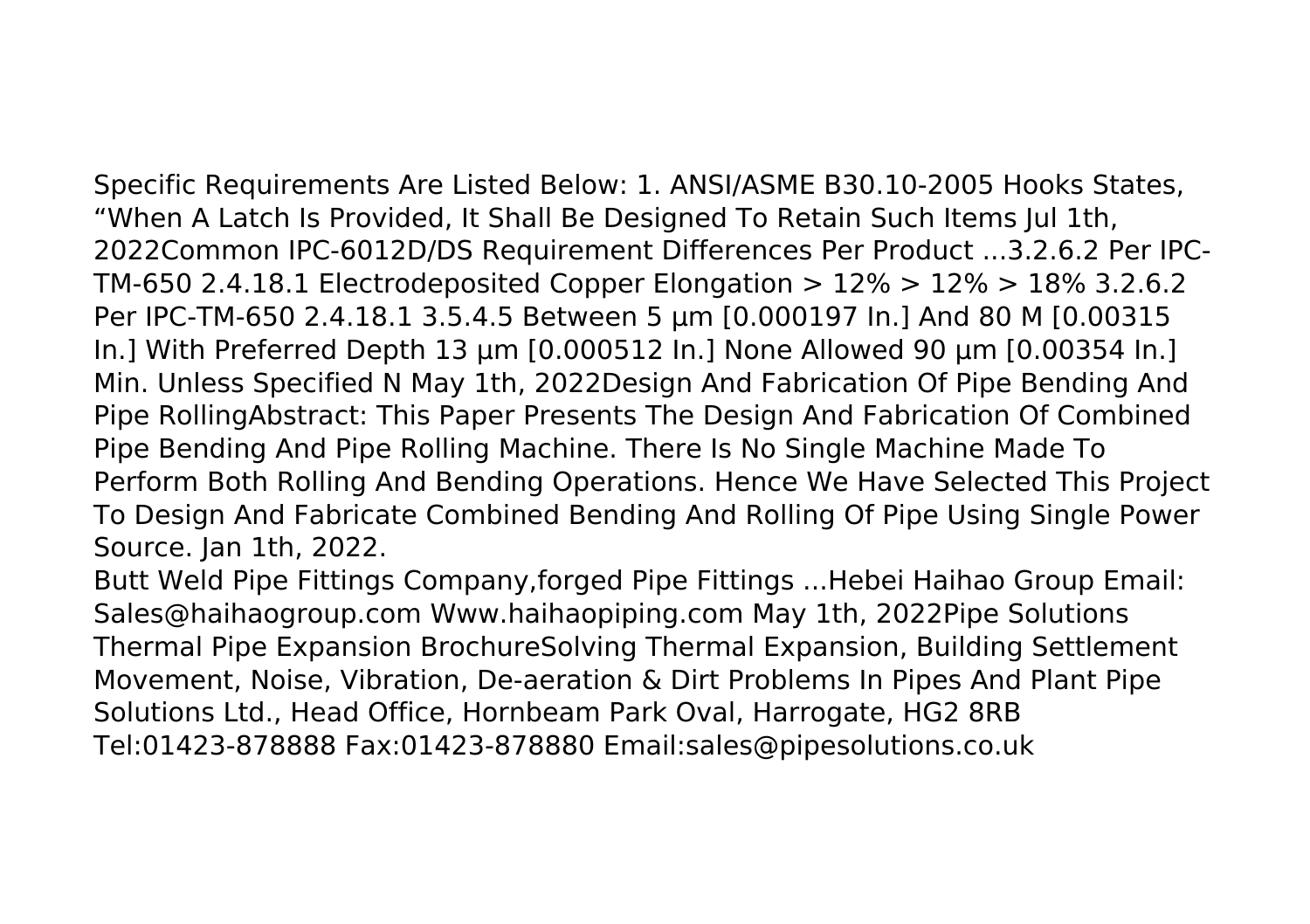Specific Requirements Are Listed Below: 1. ANSI/ASME B30.10-2005 Hooks States, “When A Latch Is Provided, It Shall Be Designed To Retain Such Items Jul 1th, 2022Common IPC-6012D/DS Requirement Differences Per Product ...3.2.6.2 Per IPC-TM-650 2.4.18.1 Electrodeposited Copper Elongation > 12% > 12% > 18% 3.2.6.2 Per IPC-TM-650 2.4.18.1 3.5.4.5 Between 5 µm [0.000197 In.] And 80 M [0.00315 In.] With Preferred Depth 13 µm [0.000512 In.] None Allowed 90 µm [0.00354 In.] Min. Unless Specified N May 1th, 2022Design And Fabrication Of Pipe Bending And Pipe RollingAbstract: This Paper Presents The Design And Fabrication Of Combined Pipe Bending And Pipe Rolling Machine. There Is No Single Machine Made To Perform Both Rolling And Bending Operations. Hence We Have Selected This Project To Design And Fabricate Combined Bending And Rolling Of Pipe Using Single Power Source. Jan 1th, 2022.

Butt Weld Pipe Fittings Company,forged Pipe Fittings ...Hebei Haihao Group Email: Sales@haihaogroup.com Www.haihaopiping.com May 1th, 2022Pipe Solutions Thermal Pipe Expansion BrochureSolving Thermal Expansion, Building Settlement Movement, Noise, Vibration, De-aeration & Dirt Problems In Pipes And Plant Pipe Solutions Ltd., Head Office, Hornbeam Park Oval, Harrogate, HG2 8RB Tel:01423-878888 Fax:01423-878880 Email:sales@pipesolutions.co.uk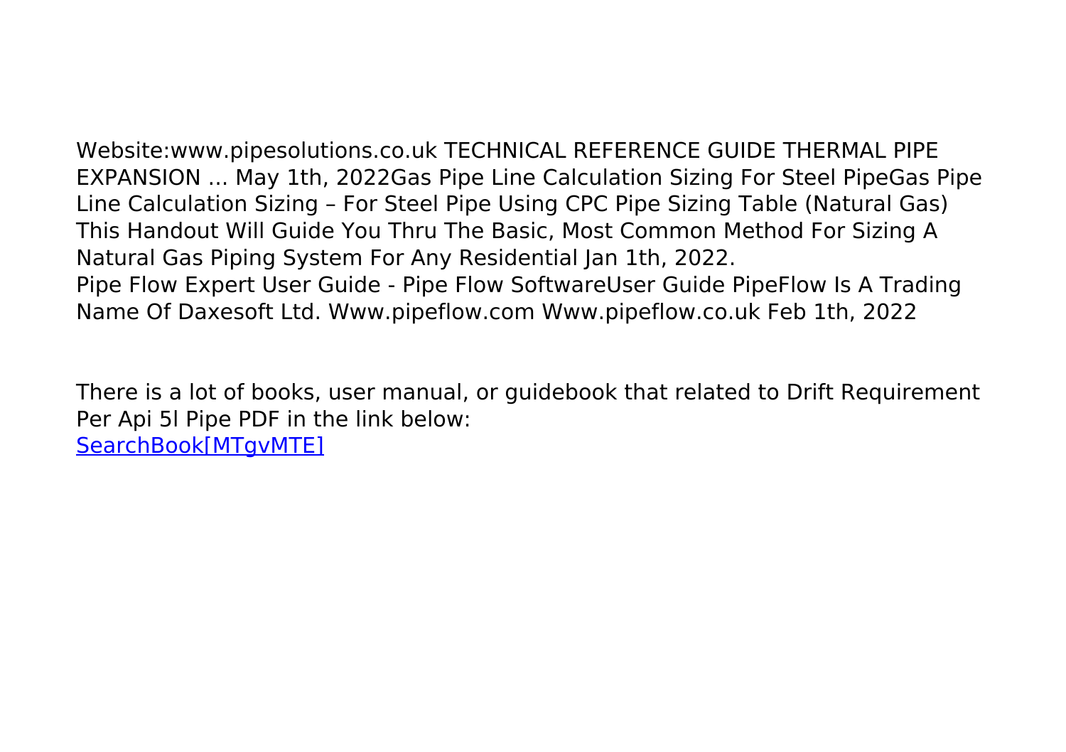Website:www.pipesolutions.co.uk TECHNICAL REFERENCE GUIDE THERMAL PIPE EXPANSION ... May 1th, 2022Gas Pipe Line Calculation Sizing For Steel PipeGas Pipe Line Calculation Sizing – For Steel Pipe Using CPC Pipe Sizing Table (Natural Gas) This Handout Will Guide You Thru The Basic, Most Common Method For Sizing A Natural Gas Piping System For Any Residential Jan 1th, 2022.
Pipe Flow Expert User Guide - Pipe Flow SoftwareUser Guide PipeFlow Is A Trading Name Of Daxesoft Ltd. Www.pipeflow.com Www.pipeflow.co.uk Feb 1th, 2022

There is a lot of books, user manual, or guidebook that related to Drift Requirement Per Api 5l Pipe PDF in the link below:
SearchBook[MTgvMTE]